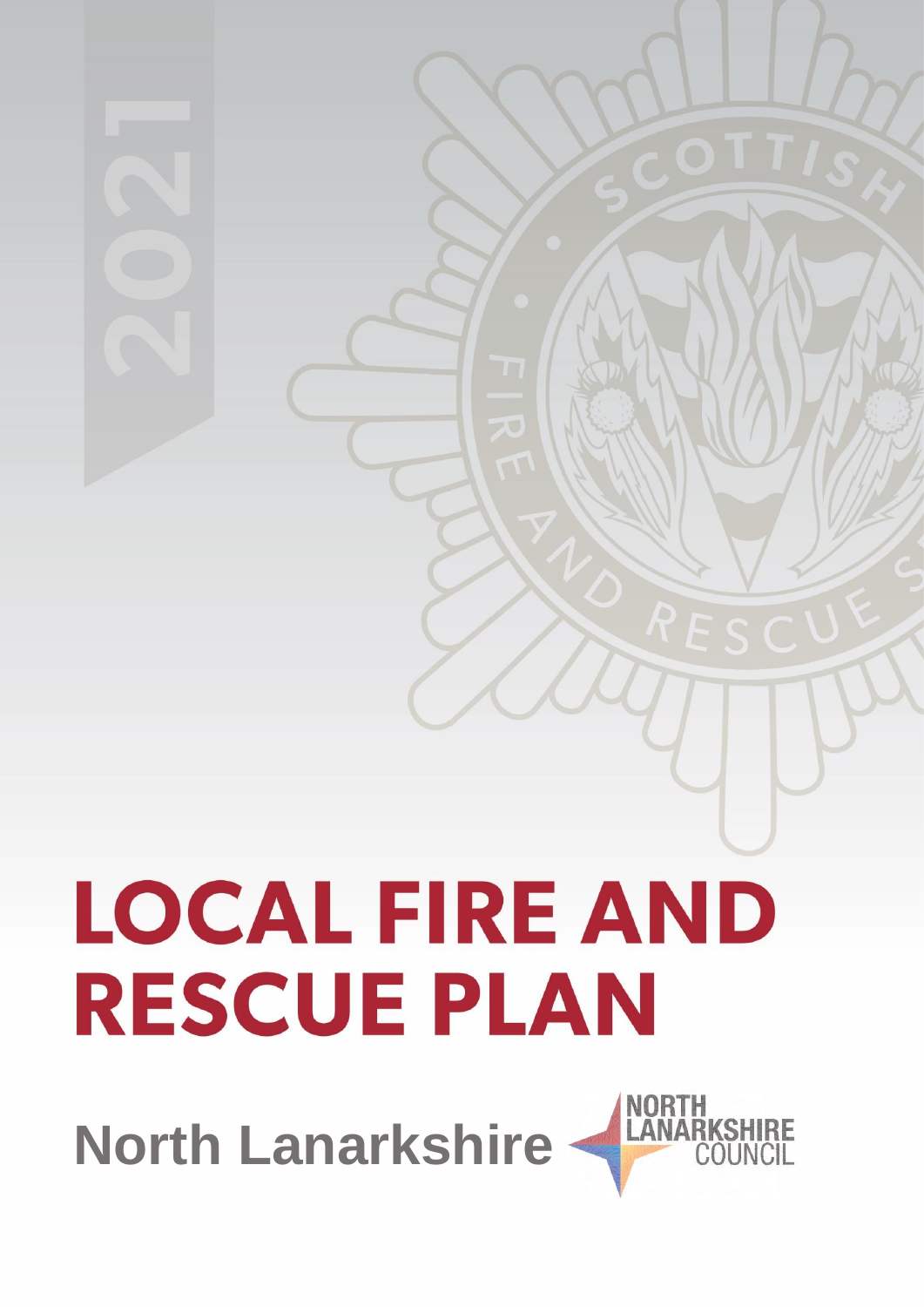2021

# LOCAL FIRE AND RESCUE PLAN

## North Lanarkshire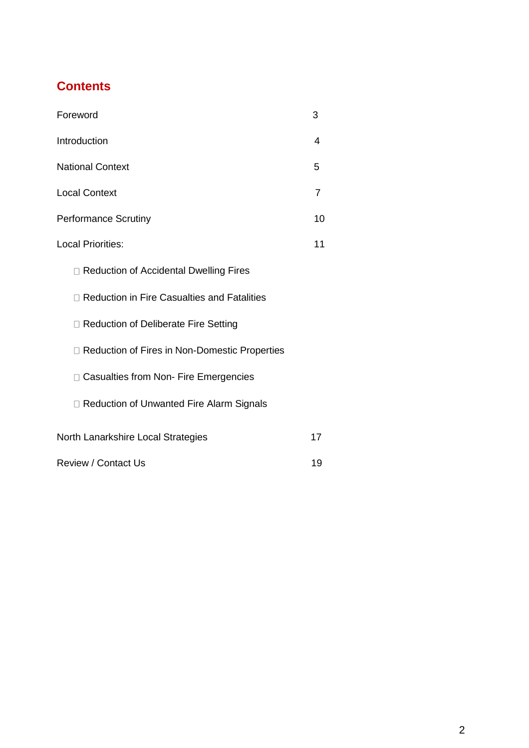## Contents

| | |
|---|---|
| Foreword | 3 |
| Introduction | 4 |
| National Context | 5 |
| Local Context | 7 |
| Performance Scrutiny | 10 |
| Local Priorities: | 11 |
| - Reduction of Accidental Dwelling Fires | |
| - Reduction in Fire Casualties and Fatalities | |
| - Reduction of Deliberate Fire Setting | |
| - Reduction of Fires in Non-Domestic Properties | |
| - Casualties from Non- Fire Emergencies | |
| - Reduction of Unwanted Fire Alarm Signals | |
| North Lanarkshire Local Strategies | 17 |
| Review / Contact Us | 19 |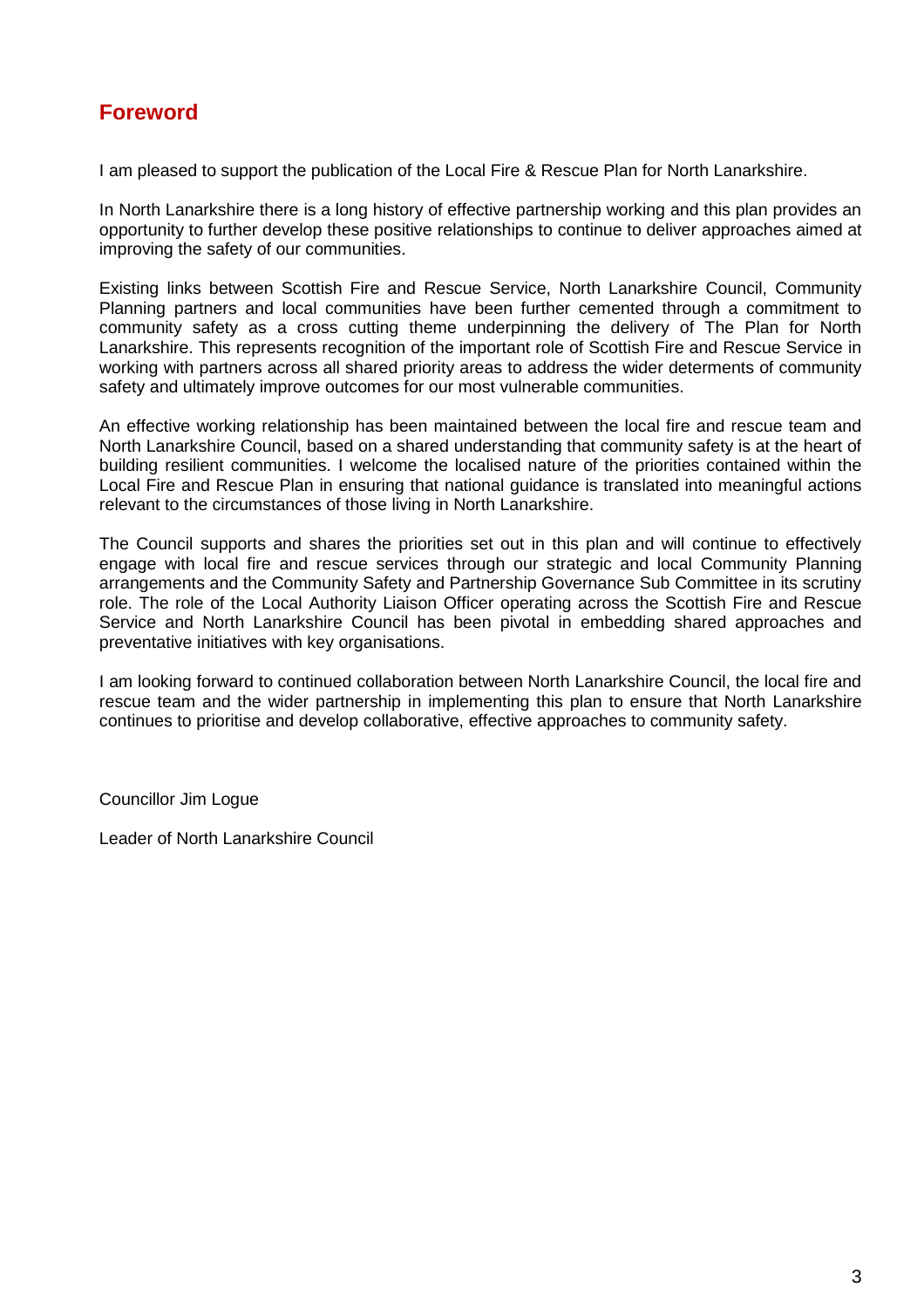## Foreword

I am pleased to support the publication of the Local Fire & Rescue Plan for North Lanarkshire.

In North Lanarkshire there is a long history of effective partnership working and this plan provides an opportunity to further develop these positive relationships to continue to deliver approaches aimed at improving the safety of our communities.

Existing links between Scottish Fire and Rescue Service, North Lanarkshire Council, Community Planning partners and local communities have been further cemented through a commitment to community safety as a cross cutting theme underpinning the delivery of The Plan for North Lanarkshire. This represents recognition of the important role of Scottish Fire and Rescue Service in working with partners across all shared priority areas to address the wider determents of community safety and ultimately improve outcomes for our most vulnerable communities.

An effective working relationship has been maintained between the local fire and rescue team and North Lanarkshire Council, based on a shared understanding that community safety is at the heart of building resilient communities. I welcome the localised nature of the priorities contained within the Local Fire and Rescue Plan in ensuring that national guidance is translated into meaningful actions relevant to the circumstances of those living in North Lanarkshire.

The Council supports and shares the priorities set out in this plan and will continue to effectively engage with local fire and rescue services through our strategic and local Community Planning arrangements and the Community Safety and Partnership Governance Sub Committee in its scrutiny role. The role of the Local Authority Liaison Officer operating across the Scottish Fire and Rescue Service and North Lanarkshire Council has been pivotal in embedding shared approaches and preventative initiatives with key organisations.

I am looking forward to continued collaboration between North Lanarkshire Council, the local fire and rescue team and the wider partnership in implementing this plan to ensure that North Lanarkshire continues to prioritise and develop collaborative, effective approaches to community safety.

Councillor Jim Logue

Leader of North Lanarkshire Council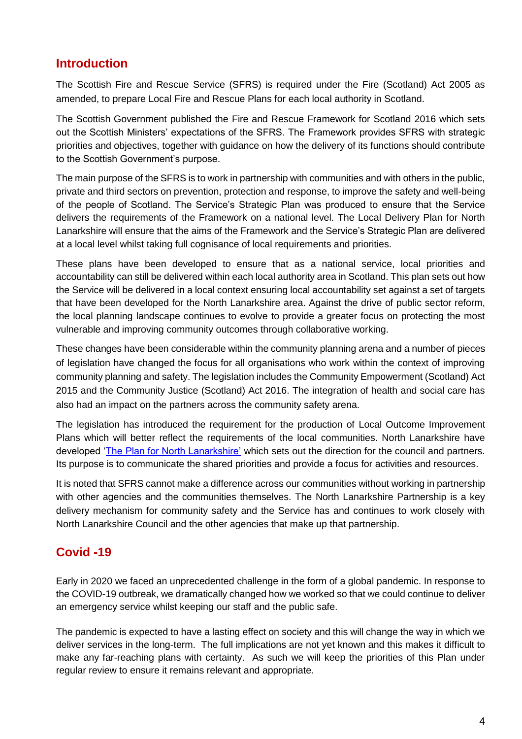## Introduction

The Scottish Fire and Rescue Service (SFRS) is required under the Fire (Scotland) Act 2005 as amended, to prepare Local Fire and Rescue Plans for each local authority in Scotland.

The Scottish Government published the Fire and Rescue Framework for Scotland 2016 which sets out the Scottish Ministers' expectations of the SFRS. The Framework provides SFRS with strategic priorities and objectives, together with guidance on how the delivery of its functions should contribute to the Scottish Government's purpose.

The main purpose of the SFRS is to work in partnership with communities and with others in the public, private and third sectors on prevention, protection and response, to improve the safety and well-being of the people of Scotland. The Service's Strategic Plan was produced to ensure that the Service delivers the requirements of the Framework on a national level. The Local Delivery Plan for North Lanarkshire will ensure that the aims of the Framework and the Service's Strategic Plan are delivered at a local level whilst taking full cognisance of local requirements and priorities.

These plans have been developed to ensure that as a national service, local priorities and accountability can still be delivered within each local authority area in Scotland. This plan sets out how the Service will be delivered in a local context ensuring local accountability set against a set of targets that have been developed for the North Lanarkshire area. Against the drive of public sector reform, the local planning landscape continues to evolve to provide a greater focus on protecting the most vulnerable and improving community outcomes through collaborative working.

These changes have been considerable within the community planning arena and a number of pieces of legislation have changed the focus for all organisations who work within the context of improving community planning and safety. The legislation includes the Community Empowerment (Scotland) Act 2015 and the Community Justice (Scotland) Act 2016. The integration of health and social care has also had an impact on the partners across the community safety arena.

The legislation has introduced the requirement for the production of Local Outcome Improvement Plans which will better reflect the requirements of the local communities. North Lanarkshire have developed 'The Plan for North Lanarkshire' which sets out the direction for the council and partners. Its purpose is to communicate the shared priorities and provide a focus for activities and resources.

It is noted that SFRS cannot make a difference across our communities without working in partnership with other agencies and the communities themselves. The North Lanarkshire Partnership is a key delivery mechanism for community safety and the Service has and continues to work closely with North Lanarkshire Council and the other agencies that make up that partnership.

## Covid -19

Early in 2020 we faced an unprecedented challenge in the form of a global pandemic. In response to the COVID-19 outbreak, we dramatically changed how we worked so that we could continue to deliver an emergency service whilst keeping our staff and the public safe.

The pandemic is expected to have a lasting effect on society and this will change the way in which we deliver services in the long-term. The full implications are not yet known and this makes it difficult to make any far-reaching plans with certainty. As such we will keep the priorities of this Plan under regular review to ensure it remains relevant and appropriate.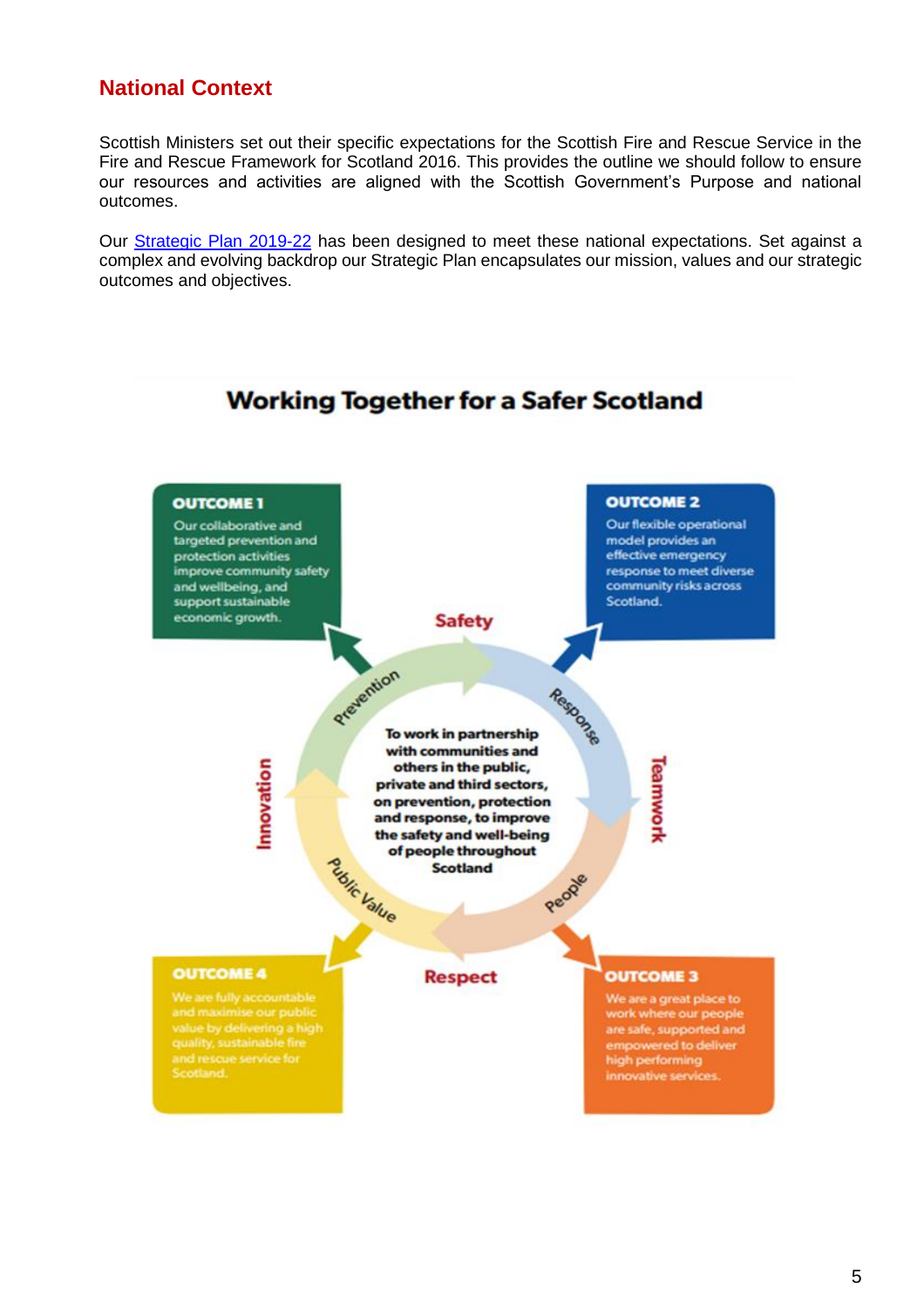## National Context

Scottish Ministers set out their specific expectations for the Scottish Fire and Rescue Service in the Fire and Rescue Framework for Scotland 2016. This provides the outline we should follow to ensure our resources and activities are aligned with the Scottish Government's Purpose and national outcomes.

Our [Strategic Plan 2019-22] has been designed to meet these national expectations. Set against a complex and evolving backdrop our Strategic Plan encapsulates our mission, values and our strategic outcomes and objectives.

### Working Together for a Safer Scotland

**OUTCOME 1**
Our collaborative and targeted prevention and protection activities improve community safety and wellbeing, and support sustainable economic growth.

**OUTCOME 2**
Our flexible operational model provides an effective emergency response to meet diverse community risks across Scotland.

**OUTCOME 3**
We are a great place to work where our people are safe, supported and empowered to deliver high performing innovative services.

**OUTCOME 4**
We are fully accountable and maximise our public value by delivering a high quality, sustainable fire and rescue service for Scotland.

Safety – Teamwork – Respect – Innovation

Prevention – Response – People – Public Value

**To work in partnership with communities and others in the public, private and third sectors, on prevention, protection and response, to improve the safety and well-being of people throughout Scotland**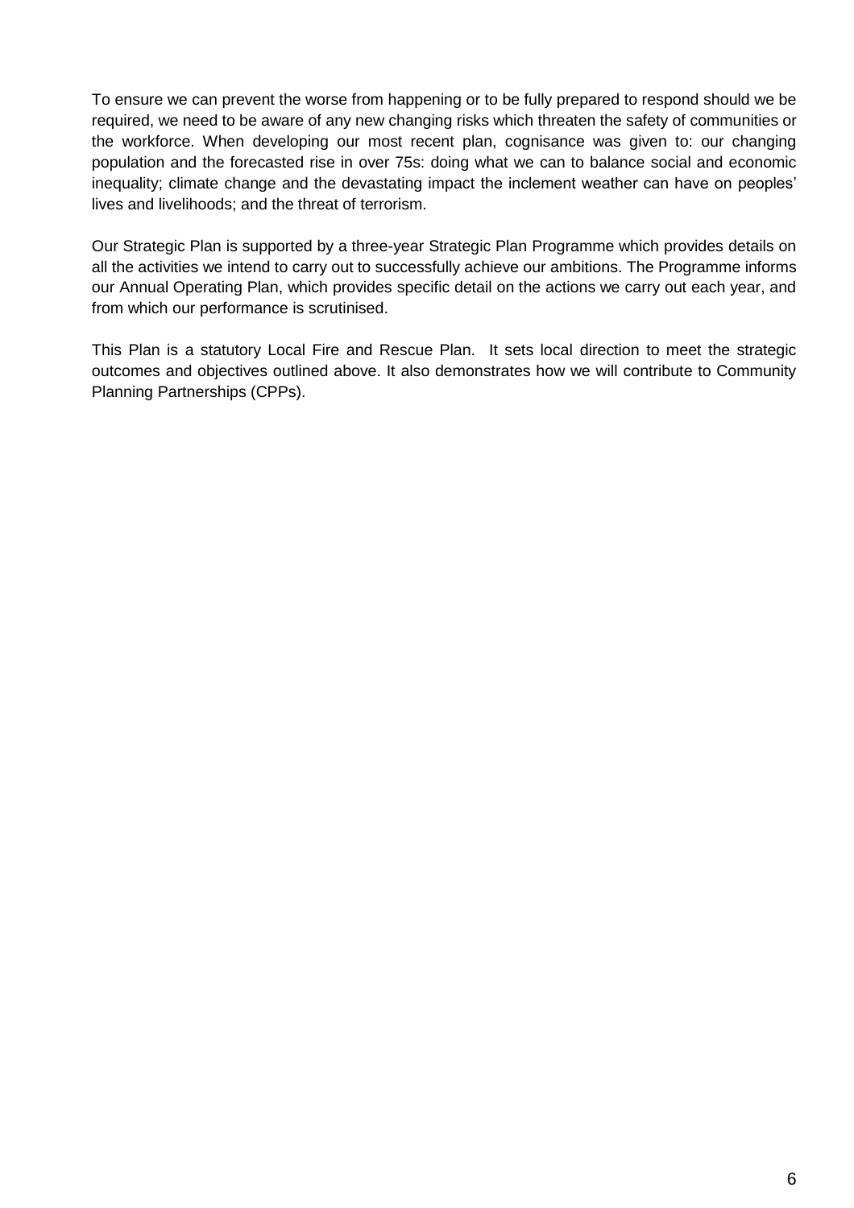To ensure we can prevent the worse from happening or to be fully prepared to respond should we be required, we need to be aware of any new changing risks which threaten the safety of communities or the workforce. When developing our most recent plan, cognisance was given to: our changing population and the forecasted rise in over 75s: doing what we can to balance social and economic inequality; climate change and the devastating impact the inclement weather can have on peoples' lives and livelihoods; and the threat of terrorism.

Our Strategic Plan is supported by a three-year Strategic Plan Programme which provides details on all the activities we intend to carry out to successfully achieve our ambitions. The Programme informs our Annual Operating Plan, which provides specific detail on the actions we carry out each year, and from which our performance is scrutinised.

This Plan is a statutory Local Fire and Rescue Plan. It sets local direction to meet the strategic outcomes and objectives outlined above. It also demonstrates how we will contribute to Community Planning Partnerships (CPPs).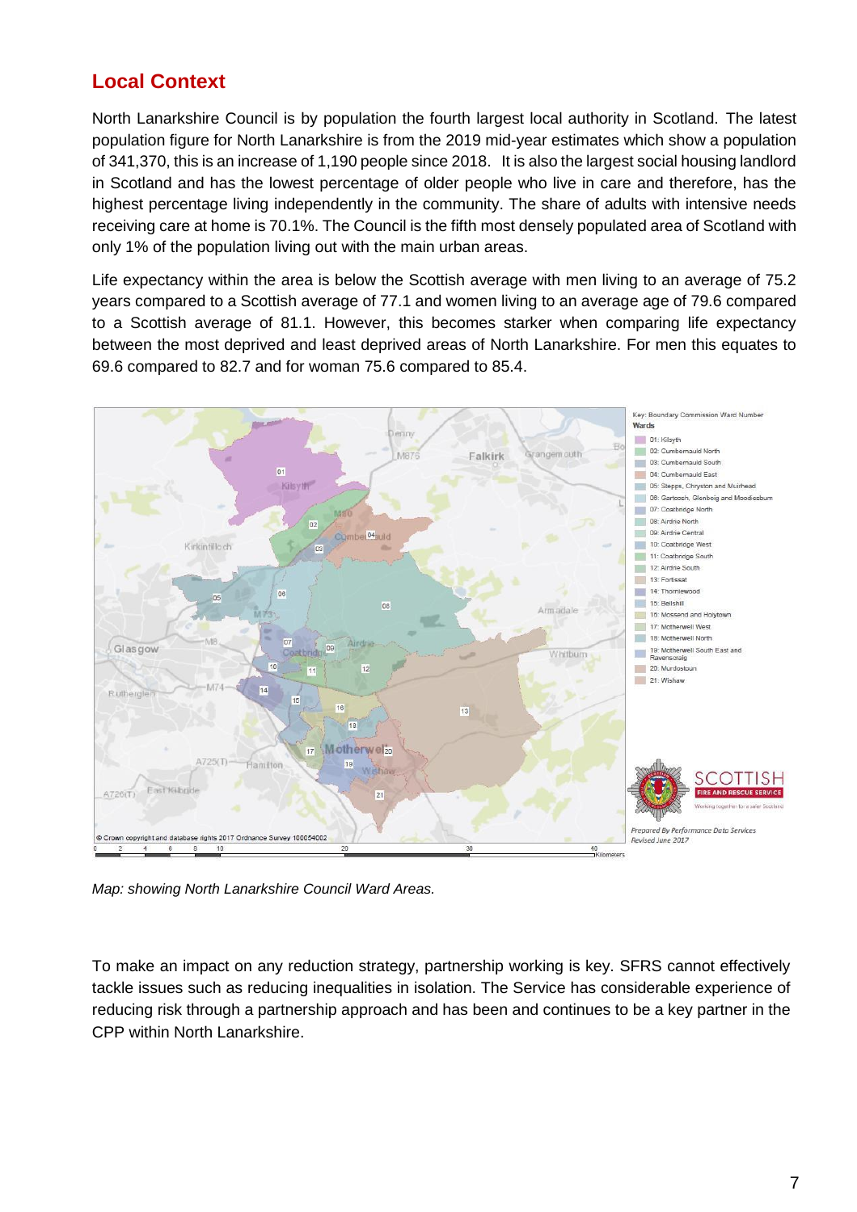## Local Context

North Lanarkshire Council is by population the fourth largest local authority in Scotland. The latest population figure for North Lanarkshire is from the 2019 mid-year estimates which show a population of 341,370, this is an increase of 1,190 people since 2018. It is also the largest social housing landlord in Scotland and has the lowest percentage of older people who live in care and therefore, has the highest percentage living independently in the community. The share of adults with intensive needs receiving care at home is 70.1%. The Council is the fifth most densely populated area of Scotland with only 1% of the population living out with the main urban areas.

Life expectancy within the area is below the Scottish average with men living to an average of 75.2 years compared to a Scottish average of 77.1 and women living to an average age of 79.6 compared to a Scottish average of 81.1. However, this becomes starker when comparing life expectancy between the most deprived and least deprived areas of North Lanarkshire. For men this equates to 69.6 compared to 82.7 and for woman 75.6 compared to 85.4.

*Map: showing North Lanarkshire Council Ward Areas.*

To make an impact on any reduction strategy, partnership working is key. SFRS cannot effectively tackle issues such as reducing inequalities in isolation. The Service has considerable experience of reducing risk through a partnership approach and has been and continues to be a key partner in the CPP within North Lanarkshire.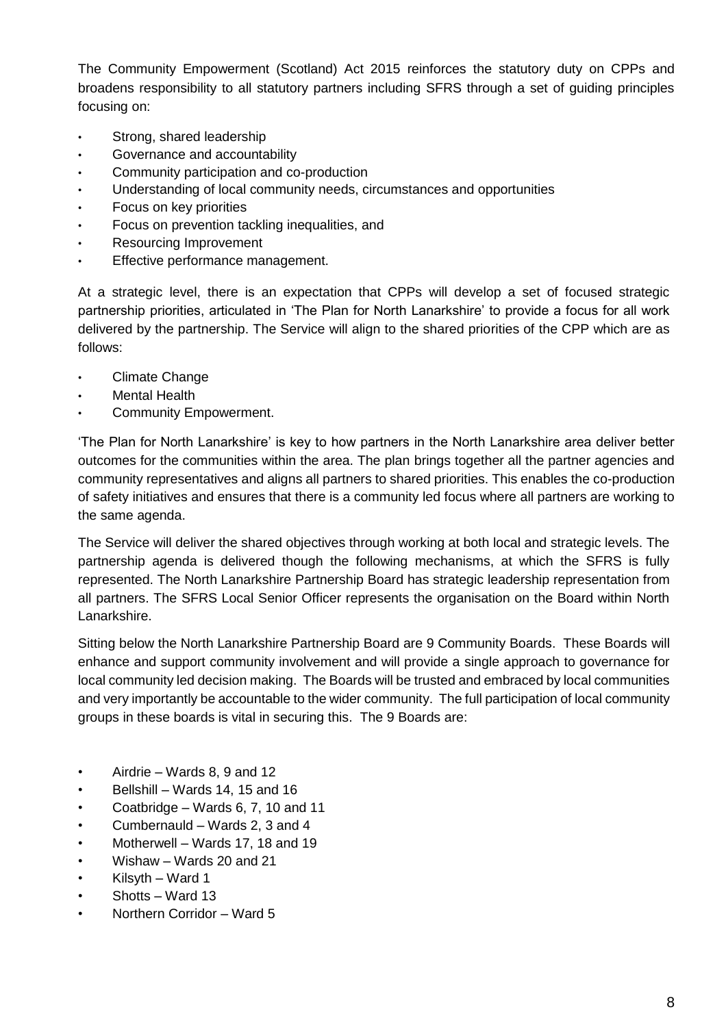The Community Empowerment (Scotland) Act 2015 reinforces the statutory duty on CPPs and broadens responsibility to all statutory partners including SFRS through a set of guiding principles focusing on:

- Strong, shared leadership
- Governance and accountability
- Community participation and co-production
- Understanding of local community needs, circumstances and opportunities
- Focus on key priorities
- Focus on prevention tackling inequalities, and
- Resourcing Improvement
- Effective performance management.

At a strategic level, there is an expectation that CPPs will develop a set of focused strategic partnership priorities, articulated in 'The Plan for North Lanarkshire' to provide a focus for all work delivered by the partnership. The Service will align to the shared priorities of the CPP which are as follows:

- Climate Change
- Mental Health
- Community Empowerment.

'The Plan for North Lanarkshire' is key to how partners in the North Lanarkshire area deliver better outcomes for the communities within the area. The plan brings together all the partner agencies and community representatives and aligns all partners to shared priorities. This enables the co-production of safety initiatives and ensures that there is a community led focus where all partners are working to the same agenda.

The Service will deliver the shared objectives through working at both local and strategic levels. The partnership agenda is delivered though the following mechanisms, at which the SFRS is fully represented. The North Lanarkshire Partnership Board has strategic leadership representation from all partners. The SFRS Local Senior Officer represents the organisation on the Board within North Lanarkshire.

Sitting below the North Lanarkshire Partnership Board are 9 Community Boards. These Boards will enhance and support community involvement and will provide a single approach to governance for local community led decision making. The Boards will be trusted and embraced by local communities and very importantly be accountable to the wider community. The full participation of local community groups in these boards is vital in securing this. The 9 Boards are:

- Airdrie – Wards 8, 9 and 12
- Bellshill – Wards 14, 15 and 16
- Coatbridge – Wards 6, 7, 10 and 11
- Cumbernauld – Wards 2, 3 and 4
- Motherwell – Wards 17, 18 and 19
- Wishaw – Wards 20 and 21
- Kilsyth – Ward 1
- Shotts – Ward 13
- Northern Corridor – Ward 5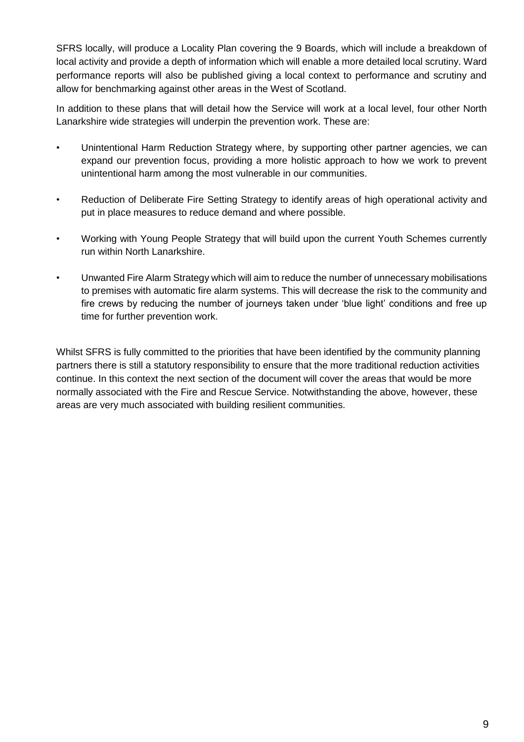SFRS locally, will produce a Locality Plan covering the 9 Boards, which will include a breakdown of local activity and provide a depth of information which will enable a more detailed local scrutiny. Ward performance reports will also be published giving a local context to performance and scrutiny and allow for benchmarking against other areas in the West of Scotland.

In addition to these plans that will detail how the Service will work at a local level, four other North Lanarkshire wide strategies will underpin the prevention work. These are:

- Unintentional Harm Reduction Strategy where, by supporting other partner agencies, we can expand our prevention focus, providing a more holistic approach to how we work to prevent unintentional harm among the most vulnerable in our communities.
- Reduction of Deliberate Fire Setting Strategy to identify areas of high operational activity and put in place measures to reduce demand and where possible.
- Working with Young People Strategy that will build upon the current Youth Schemes currently run within North Lanarkshire.
- Unwanted Fire Alarm Strategy which will aim to reduce the number of unnecessary mobilisations to premises with automatic fire alarm systems. This will decrease the risk to the community and fire crews by reducing the number of journeys taken under 'blue light' conditions and free up time for further prevention work.

Whilst SFRS is fully committed to the priorities that have been identified by the community planning partners there is still a statutory responsibility to ensure that the more traditional reduction activities continue. In this context the next section of the document will cover the areas that would be more normally associated with the Fire and Rescue Service. Notwithstanding the above, however, these areas are very much associated with building resilient communities.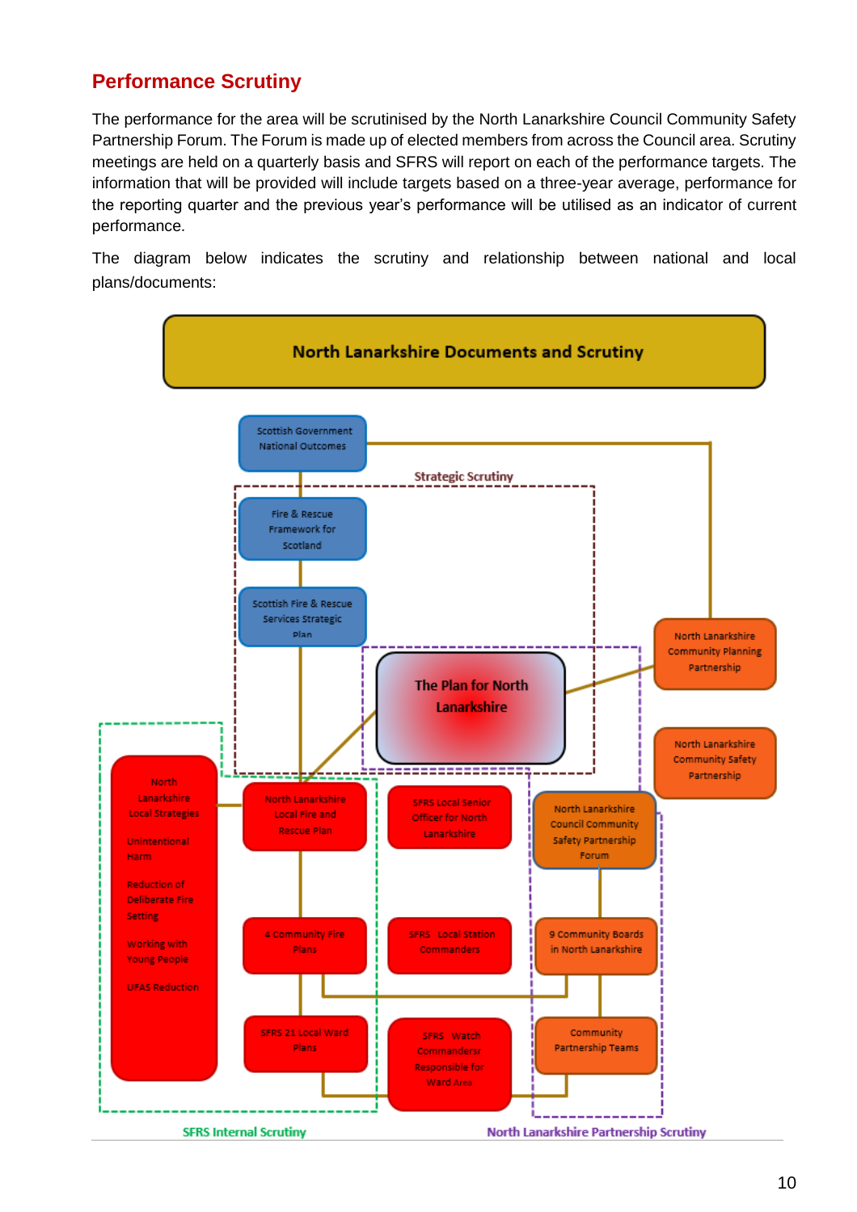## Performance Scrutiny

The performance for the area will be scrutinised by the North Lanarkshire Council Community Safety Partnership Forum. The Forum is made up of elected members from across the Council area. Scrutiny meetings are held on a quarterly basis and SFRS will report on each of the performance targets. The information that will be provided will include targets based on a three-year average, performance for the reporting quarter and the previous year's performance will be utilised as an indicator of current performance.

The diagram below indicates the scrutiny and relationship between national and local plans/documents:

**North Lanarkshire Documents and Scrutiny**

Scottish Government National Outcomes

Strategic Scrutiny

Fire & Rescue Framework for Scotland

Scottish Fire & Rescue Services Strategic Plan

The Plan for North Lanarkshire

North Lanarkshire Community Planning Partnership

North Lanarkshire Community Safety Partnership

North Lanarkshire Local Strategies

- Unintentional Harm
- Reduction of Deliberate Fire Setting
- Working with Young People
- UFAS Reduction

North Lanarkshire Local Fire and Rescue Plan

SFRS Local Senior Officer for North Lanarkshire

North Lanarkshire Council Community Safety Partnership Forum

4 Community Fire Plans

SFRS Local Station Commanders

9 Community Boards in North Lanarkshire

SFRS 21 Local Ward Plans

SFRS Watch Commandersr Responsible for Ward Area

Community Partnership Teams

SFRS Internal Scrutiny

North Lanarkshire Partnership Scrutiny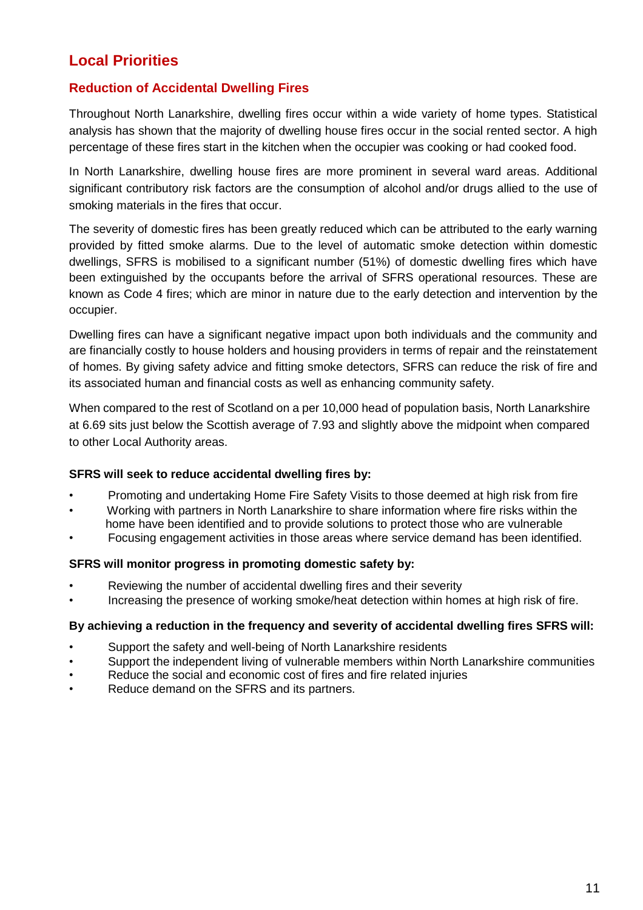## Local Priorities

### Reduction of Accidental Dwelling Fires

Throughout North Lanarkshire, dwelling fires occur within a wide variety of home types. Statistical analysis has shown that the majority of dwelling house fires occur in the social rented sector. A high percentage of these fires start in the kitchen when the occupier was cooking or had cooked food.

In North Lanarkshire, dwelling house fires are more prominent in several ward areas. Additional significant contributory risk factors are the consumption of alcohol and/or drugs allied to the use of smoking materials in the fires that occur.

The severity of domestic fires has been greatly reduced which can be attributed to the early warning provided by fitted smoke alarms. Due to the level of automatic smoke detection within domestic dwellings, SFRS is mobilised to a significant number (51%) of domestic dwelling fires which have been extinguished by the occupants before the arrival of SFRS operational resources. These are known as Code 4 fires; which are minor in nature due to the early detection and intervention by the occupier.

Dwelling fires can have a significant negative impact upon both individuals and the community and are financially costly to house holders and housing providers in terms of repair and the reinstatement of homes. By giving safety advice and fitting smoke detectors, SFRS can reduce the risk of fire and its associated human and financial costs as well as enhancing community safety.

When compared to the rest of Scotland on a per 10,000 head of population basis, North Lanarkshire at 6.69 sits just below the Scottish average of 7.93 and slightly above the midpoint when compared to other Local Authority areas.

**SFRS will seek to reduce accidental dwelling fires by:**

- Promoting and undertaking Home Fire Safety Visits to those deemed at high risk from fire
- Working with partners in North Lanarkshire to share information where fire risks within the home have been identified and to provide solutions to protect those who are vulnerable
- Focusing engagement activities in those areas where service demand has been identified.

**SFRS will monitor progress in promoting domestic safety by:**

- Reviewing the number of accidental dwelling fires and their severity
- Increasing the presence of working smoke/heat detection within homes at high risk of fire.

**By achieving a reduction in the frequency and severity of accidental dwelling fires SFRS will:**

- Support the safety and well-being of North Lanarkshire residents
- Support the independent living of vulnerable members within North Lanarkshire communities
- Reduce the social and economic cost of fires and fire related injuries
- Reduce demand on the SFRS and its partners.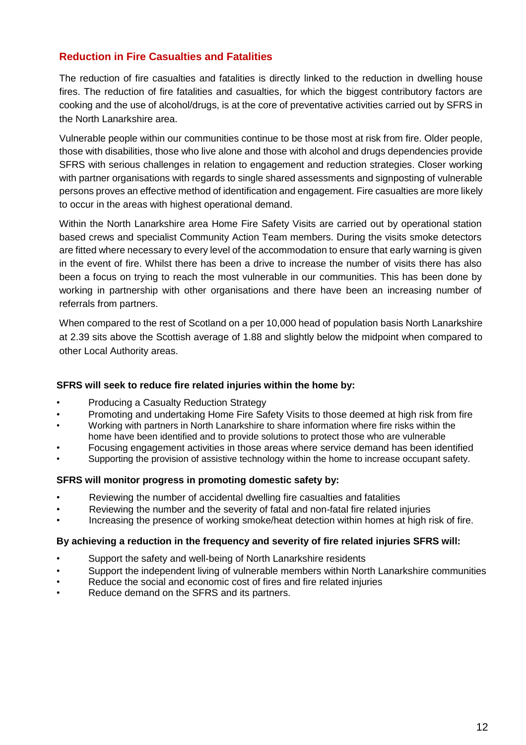## Reduction in Fire Casualties and Fatalities

The reduction of fire casualties and fatalities is directly linked to the reduction in dwelling house fires. The reduction of fire fatalities and casualties, for which the biggest contributory factors are cooking and the use of alcohol/drugs, is at the core of preventative activities carried out by SFRS in the North Lanarkshire area.

Vulnerable people within our communities continue to be those most at risk from fire. Older people, those with disabilities, those who live alone and those with alcohol and drugs dependencies provide SFRS with serious challenges in relation to engagement and reduction strategies. Closer working with partner organisations with regards to single shared assessments and signposting of vulnerable persons proves an effective method of identification and engagement. Fire casualties are more likely to occur in the areas with highest operational demand.

Within the North Lanarkshire area Home Fire Safety Visits are carried out by operational station based crews and specialist Community Action Team members. During the visits smoke detectors are fitted where necessary to every level of the accommodation to ensure that early warning is given in the event of fire. Whilst there has been a drive to increase the number of visits there has also been a focus on trying to reach the most vulnerable in our communities. This has been done by working in partnership with other organisations and there have been an increasing number of referrals from partners.

When compared to the rest of Scotland on a per 10,000 head of population basis North Lanarkshire at 2.39 sits above the Scottish average of 1.88 and slightly below the midpoint when compared to other Local Authority areas.

**SFRS will seek to reduce fire related injuries within the home by:**

- Producing a Casualty Reduction Strategy
- Promoting and undertaking Home Fire Safety Visits to those deemed at high risk from fire
- Working with partners in North Lanarkshire to share information where fire risks within the home have been identified and to provide solutions to protect those who are vulnerable
- Focusing engagement activities in those areas where service demand has been identified
- Supporting the provision of assistive technology within the home to increase occupant safety.

**SFRS will monitor progress in promoting domestic safety by:**

- Reviewing the number of accidental dwelling fire casualties and fatalities
- Reviewing the number and the severity of fatal and non-fatal fire related injuries
- Increasing the presence of working smoke/heat detection within homes at high risk of fire.

**By achieving a reduction in the frequency and severity of fire related injuries SFRS will:**

- Support the safety and well-being of North Lanarkshire residents
- Support the independent living of vulnerable members within North Lanarkshire communities
- Reduce the social and economic cost of fires and fire related injuries
- Reduce demand on the SFRS and its partners.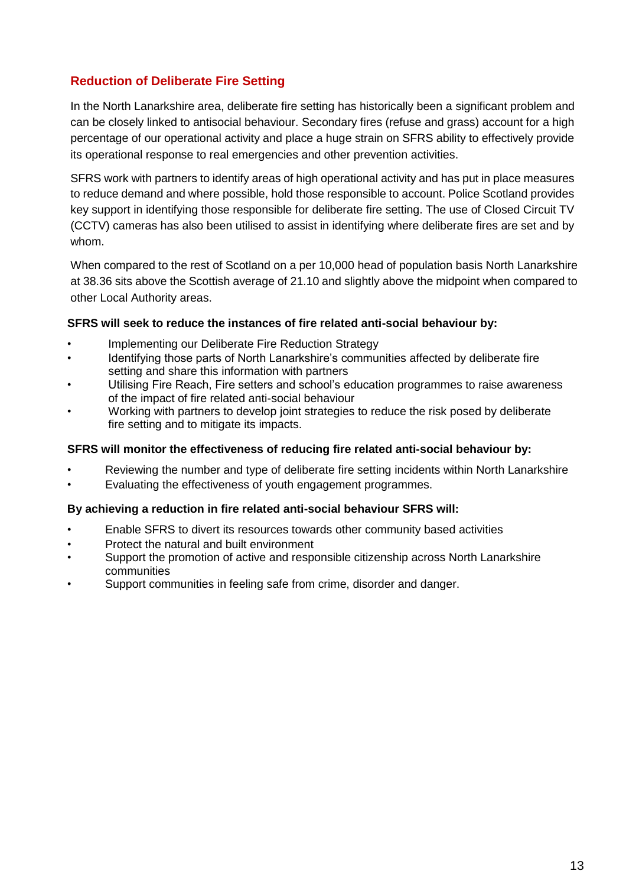## Reduction of Deliberate Fire Setting

In the North Lanarkshire area, deliberate fire setting has historically been a significant problem and can be closely linked to antisocial behaviour. Secondary fires (refuse and grass) account for a high percentage of our operational activity and place a huge strain on SFRS ability to effectively provide its operational response to real emergencies and other prevention activities.

SFRS work with partners to identify areas of high operational activity and has put in place measures to reduce demand and where possible, hold those responsible to account. Police Scotland provides key support in identifying those responsible for deliberate fire setting. The use of Closed Circuit TV (CCTV) cameras has also been utilised to assist in identifying where deliberate fires are set and by whom.

When compared to the rest of Scotland on a per 10,000 head of population basis North Lanarkshire at 38.36 sits above the Scottish average of 21.10 and slightly above the midpoint when compared to other Local Authority areas.

**SFRS will seek to reduce the instances of fire related anti-social behaviour by:**

- Implementing our Deliberate Fire Reduction Strategy
- Identifying those parts of North Lanarkshire's communities affected by deliberate fire setting and share this information with partners
- Utilising Fire Reach, Fire setters and school's education programmes to raise awareness of the impact of fire related anti-social behaviour
- Working with partners to develop joint strategies to reduce the risk posed by deliberate fire setting and to mitigate its impacts.

**SFRS will monitor the effectiveness of reducing fire related anti-social behaviour by:**

- Reviewing the number and type of deliberate fire setting incidents within North Lanarkshire
- Evaluating the effectiveness of youth engagement programmes.

**By achieving a reduction in fire related anti-social behaviour SFRS will:**

- Enable SFRS to divert its resources towards other community based activities
- Protect the natural and built environment
- Support the promotion of active and responsible citizenship across North Lanarkshire communities
- Support communities in feeling safe from crime, disorder and danger.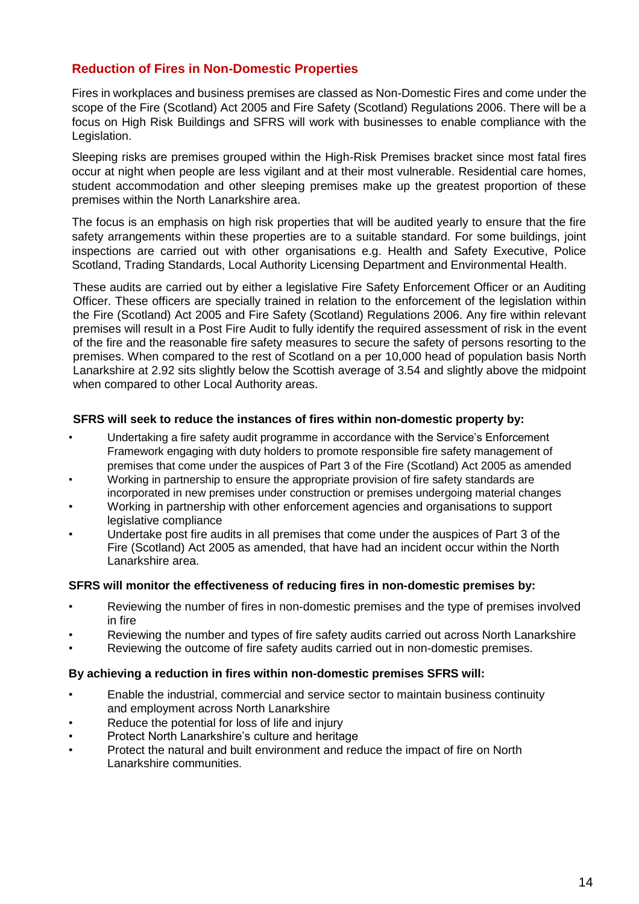## Reduction of Fires in Non-Domestic Properties

Fires in workplaces and business premises are classed as Non-Domestic Fires and come under the scope of the Fire (Scotland) Act 2005 and Fire Safety (Scotland) Regulations 2006. There will be a focus on High Risk Buildings and SFRS will work with businesses to enable compliance with the Legislation.

Sleeping risks are premises grouped within the High-Risk Premises bracket since most fatal fires occur at night when people are less vigilant and at their most vulnerable. Residential care homes, student accommodation and other sleeping premises make up the greatest proportion of these premises within the North Lanarkshire area.

The focus is an emphasis on high risk properties that will be audited yearly to ensure that the fire safety arrangements within these properties are to a suitable standard. For some buildings, joint inspections are carried out with other organisations e.g. Health and Safety Executive, Police Scotland, Trading Standards, Local Authority Licensing Department and Environmental Health.

These audits are carried out by either a legislative Fire Safety Enforcement Officer or an Auditing Officer. These officers are specially trained in relation to the enforcement of the legislation within the Fire (Scotland) Act 2005 and Fire Safety (Scotland) Regulations 2006. Any fire within relevant premises will result in a Post Fire Audit to fully identify the required assessment of risk in the event of the fire and the reasonable fire safety measures to secure the safety of persons resorting to the premises. When compared to the rest of Scotland on a per 10,000 head of population basis North Lanarkshire at 2.92 sits slightly below the Scottish average of 3.54 and slightly above the midpoint when compared to other Local Authority areas.

**SFRS will seek to reduce the instances of fires within non-domestic property by:**

- Undertaking a fire safety audit programme in accordance with the Service's Enforcement Framework engaging with duty holders to promote responsible fire safety management of premises that come under the auspices of Part 3 of the Fire (Scotland) Act 2005 as amended
- Working in partnership to ensure the appropriate provision of fire safety standards are incorporated in new premises under construction or premises undergoing material changes
- Working in partnership with other enforcement agencies and organisations to support legislative compliance
- Undertake post fire audits in all premises that come under the auspices of Part 3 of the Fire (Scotland) Act 2005 as amended, that have had an incident occur within the North Lanarkshire area.

**SFRS will monitor the effectiveness of reducing fires in non-domestic premises by:**

- Reviewing the number of fires in non-domestic premises and the type of premises involved in fire
- Reviewing the number and types of fire safety audits carried out across North Lanarkshire
- Reviewing the outcome of fire safety audits carried out in non-domestic premises.

**By achieving a reduction in fires within non-domestic premises SFRS will:**

- Enable the industrial, commercial and service sector to maintain business continuity and employment across North Lanarkshire
- Reduce the potential for loss of life and injury
- Protect North Lanarkshire's culture and heritage
- Protect the natural and built environment and reduce the impact of fire on North Lanarkshire communities.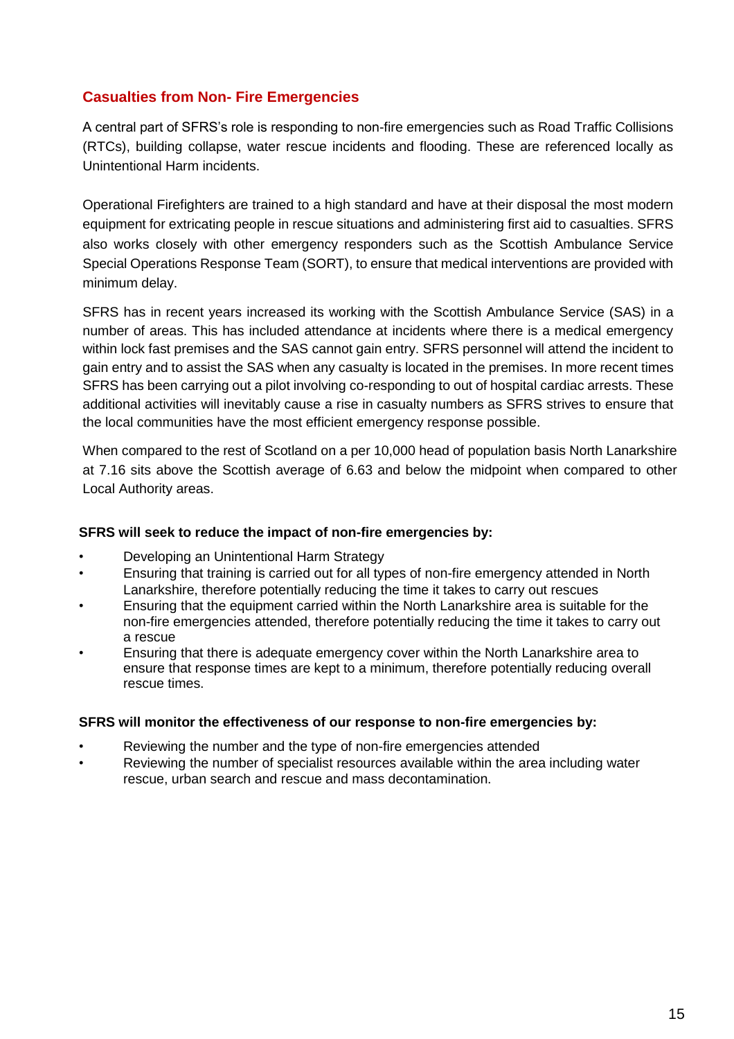## Casualties from Non- Fire Emergencies

A central part of SFRS's role is responding to non-fire emergencies such as Road Traffic Collisions (RTCs), building collapse, water rescue incidents and flooding. These are referenced locally as Unintentional Harm incidents.

Operational Firefighters are trained to a high standard and have at their disposal the most modern equipment for extricating people in rescue situations and administering first aid to casualties. SFRS also works closely with other emergency responders such as the Scottish Ambulance Service Special Operations Response Team (SORT), to ensure that medical interventions are provided with minimum delay.

SFRS has in recent years increased its working with the Scottish Ambulance Service (SAS) in a number of areas. This has included attendance at incidents where there is a medical emergency within lock fast premises and the SAS cannot gain entry. SFRS personnel will attend the incident to gain entry and to assist the SAS when any casualty is located in the premises. In more recent times SFRS has been carrying out a pilot involving co-responding to out of hospital cardiac arrests. These additional activities will inevitably cause a rise in casualty numbers as SFRS strives to ensure that the local communities have the most efficient emergency response possible.

When compared to the rest of Scotland on a per 10,000 head of population basis North Lanarkshire at 7.16 sits above the Scottish average of 6.63 and below the midpoint when compared to other Local Authority areas.

**SFRS will seek to reduce the impact of non-fire emergencies by:**

- Developing an Unintentional Harm Strategy
- Ensuring that training is carried out for all types of non-fire emergency attended in North Lanarkshire, therefore potentially reducing the time it takes to carry out rescues
- Ensuring that the equipment carried within the North Lanarkshire area is suitable for the non-fire emergencies attended, therefore potentially reducing the time it takes to carry out a rescue
- Ensuring that there is adequate emergency cover within the North Lanarkshire area to ensure that response times are kept to a minimum, therefore potentially reducing overall rescue times.

**SFRS will monitor the effectiveness of our response to non-fire emergencies by:**

- Reviewing the number and the type of non-fire emergencies attended
- Reviewing the number of specialist resources available within the area including water rescue, urban search and rescue and mass decontamination.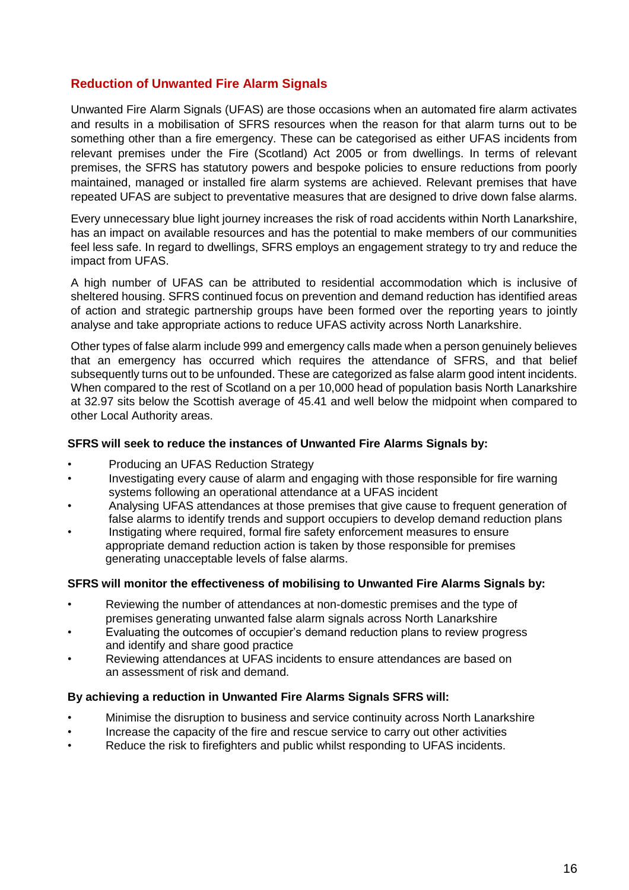## Reduction of Unwanted Fire Alarm Signals

Unwanted Fire Alarm Signals (UFAS) are those occasions when an automated fire alarm activates and results in a mobilisation of SFRS resources when the reason for that alarm turns out to be something other than a fire emergency. These can be categorised as either UFAS incidents from relevant premises under the Fire (Scotland) Act 2005 or from dwellings. In terms of relevant premises, the SFRS has statutory powers and bespoke policies to ensure reductions from poorly maintained, managed or installed fire alarm systems are achieved. Relevant premises that have repeated UFAS are subject to preventative measures that are designed to drive down false alarms.

Every unnecessary blue light journey increases the risk of road accidents within North Lanarkshire, has an impact on available resources and has the potential to make members of our communities feel less safe. In regard to dwellings, SFRS employs an engagement strategy to try and reduce the impact from UFAS.

A high number of UFAS can be attributed to residential accommodation which is inclusive of sheltered housing. SFRS continued focus on prevention and demand reduction has identified areas of action and strategic partnership groups have been formed over the reporting years to jointly analyse and take appropriate actions to reduce UFAS activity across North Lanarkshire.

Other types of false alarm include 999 and emergency calls made when a person genuinely believes that an emergency has occurred which requires the attendance of SFRS, and that belief subsequently turns out to be unfounded. These are categorized as false alarm good intent incidents. When compared to the rest of Scotland on a per 10,000 head of population basis North Lanarkshire at 32.97 sits below the Scottish average of 45.41 and well below the midpoint when compared to other Local Authority areas.

**SFRS will seek to reduce the instances of Unwanted Fire Alarms Signals by:**

- Producing an UFAS Reduction Strategy
- Investigating every cause of alarm and engaging with those responsible for fire warning systems following an operational attendance at a UFAS incident
- Analysing UFAS attendances at those premises that give cause to frequent generation of false alarms to identify trends and support occupiers to develop demand reduction plans
- Instigating where required, formal fire safety enforcement measures to ensure appropriate demand reduction action is taken by those responsible for premises generating unacceptable levels of false alarms.

**SFRS will monitor the effectiveness of mobilising to Unwanted Fire Alarms Signals by:**

- Reviewing the number of attendances at non-domestic premises and the type of premises generating unwanted false alarm signals across North Lanarkshire
- Evaluating the outcomes of occupier's demand reduction plans to review progress and identify and share good practice
- Reviewing attendances at UFAS incidents to ensure attendances are based on an assessment of risk and demand.

**By achieving a reduction in Unwanted Fire Alarms Signals SFRS will:**

- Minimise the disruption to business and service continuity across North Lanarkshire
- Increase the capacity of the fire and rescue service to carry out other activities
- Reduce the risk to firefighters and public whilst responding to UFAS incidents.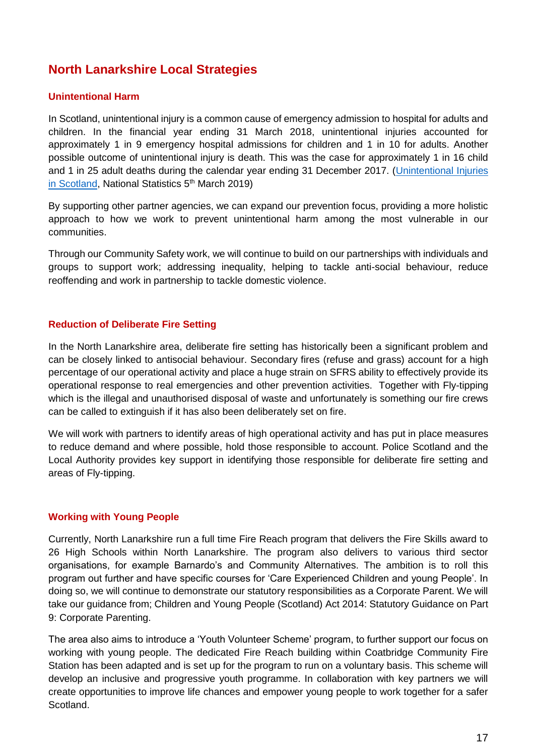## North Lanarkshire Local Strategies

### Unintentional Harm

In Scotland, unintentional injury is a common cause of emergency admission to hospital for adults and children. In the financial year ending 31 March 2018, unintentional injuries accounted for approximately 1 in 9 emergency hospital admissions for children and 1 in 10 for adults. Another possible outcome of unintentional injury is death. This was the case for approximately 1 in 16 child and 1 in 25 adult deaths during the calendar year ending 31 December 2017. (Unintentional Injuries in Scotland, National Statistics 5th March 2019)

By supporting other partner agencies, we can expand our prevention focus, providing a more holistic approach to how we work to prevent unintentional harm among the most vulnerable in our communities.

Through our Community Safety work, we will continue to build on our partnerships with individuals and groups to support work; addressing inequality, helping to tackle anti-social behaviour, reduce reoffending and work in partnership to tackle domestic violence.

### Reduction of Deliberate Fire Setting

In the North Lanarkshire area, deliberate fire setting has historically been a significant problem and can be closely linked to antisocial behaviour. Secondary fires (refuse and grass) account for a high percentage of our operational activity and place a huge strain on SFRS ability to effectively provide its operational response to real emergencies and other prevention activities. Together with Fly-tipping which is the illegal and unauthorised disposal of waste and unfortunately is something our fire crews can be called to extinguish if it has also been deliberately set on fire.

We will work with partners to identify areas of high operational activity and has put in place measures to reduce demand and where possible, hold those responsible to account. Police Scotland and the Local Authority provides key support in identifying those responsible for deliberate fire setting and areas of Fly-tipping.

### Working with Young People

Currently, North Lanarkshire run a full time Fire Reach program that delivers the Fire Skills award to 26 High Schools within North Lanarkshire. The program also delivers to various third sector organisations, for example Barnardo's and Community Alternatives. The ambition is to roll this program out further and have specific courses for 'Care Experienced Children and young People'. In doing so, we will continue to demonstrate our statutory responsibilities as a Corporate Parent. We will take our guidance from; Children and Young People (Scotland) Act 2014: Statutory Guidance on Part 9: Corporate Parenting.

The area also aims to introduce a 'Youth Volunteer Scheme' program, to further support our focus on working with young people. The dedicated Fire Reach building within Coatbridge Community Fire Station has been adapted and is set up for the program to run on a voluntary basis. This scheme will develop an inclusive and progressive youth programme. In collaboration with key partners we will create opportunities to improve life chances and empower young people to work together for a safer Scotland.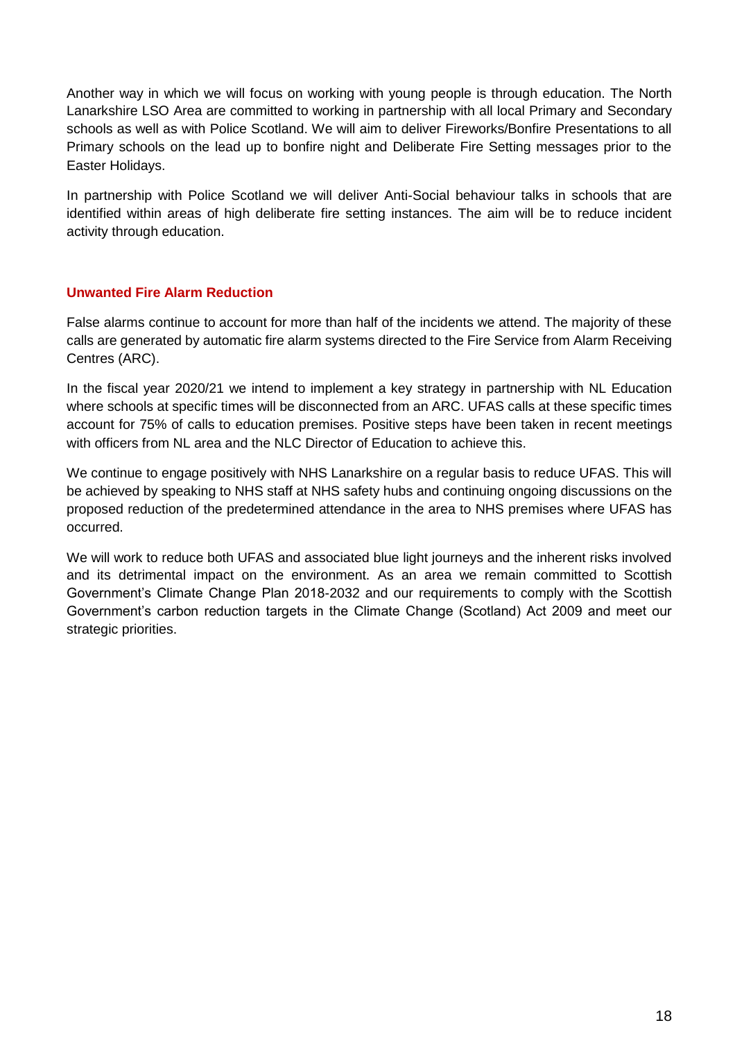Another way in which we will focus on working with young people is through education. The North Lanarkshire LSO Area are committed to working in partnership with all local Primary and Secondary schools as well as with Police Scotland. We will aim to deliver Fireworks/Bonfire Presentations to all Primary schools on the lead up to bonfire night and Deliberate Fire Setting messages prior to the Easter Holidays.

In partnership with Police Scotland we will deliver Anti-Social behaviour talks in schools that are identified within areas of high deliberate fire setting instances. The aim will be to reduce incident activity through education.

## Unwanted Fire Alarm Reduction

False alarms continue to account for more than half of the incidents we attend. The majority of these calls are generated by automatic fire alarm systems directed to the Fire Service from Alarm Receiving Centres (ARC).

In the fiscal year 2020/21 we intend to implement a key strategy in partnership with NL Education where schools at specific times will be disconnected from an ARC. UFAS calls at these specific times account for 75% of calls to education premises. Positive steps have been taken in recent meetings with officers from NL area and the NLC Director of Education to achieve this.

We continue to engage positively with NHS Lanarkshire on a regular basis to reduce UFAS. This will be achieved by speaking to NHS staff at NHS safety hubs and continuing ongoing discussions on the proposed reduction of the predetermined attendance in the area to NHS premises where UFAS has occurred.

We will work to reduce both UFAS and associated blue light journeys and the inherent risks involved and its detrimental impact on the environment. As an area we remain committed to Scottish Government's Climate Change Plan 2018-2032 and our requirements to comply with the Scottish Government's carbon reduction targets in the Climate Change (Scotland) Act 2009 and meet our strategic priorities.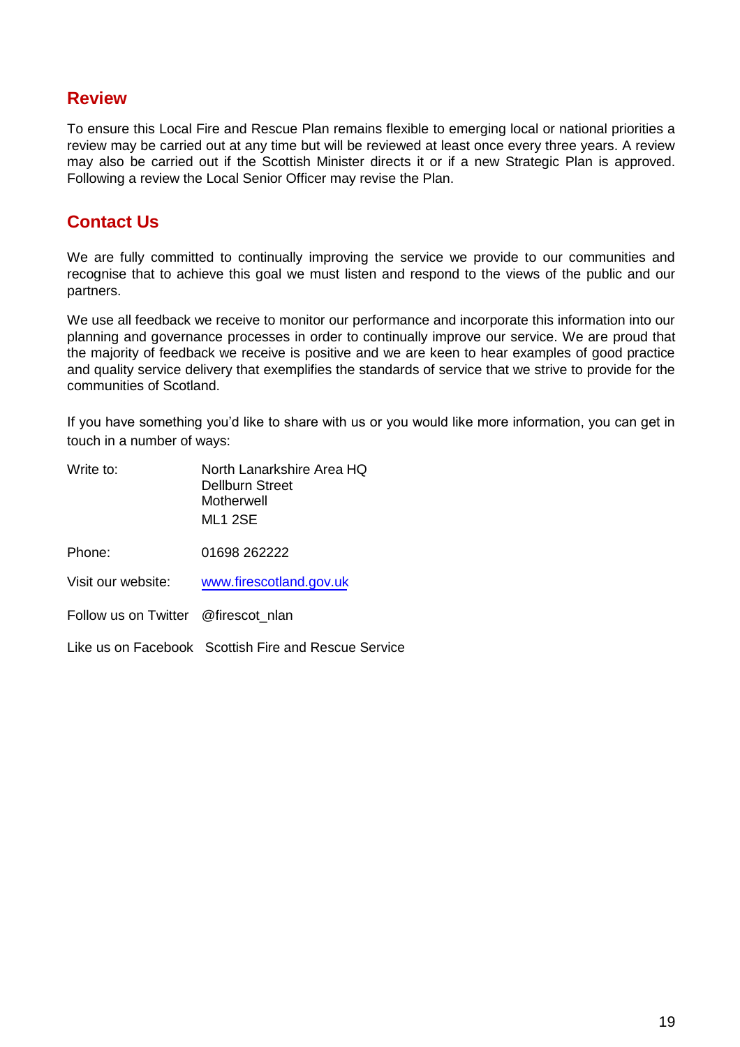## Review

To ensure this Local Fire and Rescue Plan remains flexible to emerging local or national priorities a review may be carried out at any time but will be reviewed at least once every three years. A review may also be carried out if the Scottish Minister directs it or if a new Strategic Plan is approved. Following a review the Local Senior Officer may revise the Plan.

## Contact Us

We are fully committed to continually improving the service we provide to our communities and recognise that to achieve this goal we must listen and respond to the views of the public and our partners.

We use all feedback we receive to monitor our performance and incorporate this information into our planning and governance processes in order to continually improve our service. We are proud that the majority of feedback we receive is positive and we are keen to hear examples of good practice and quality service delivery that exemplifies the standards of service that we strive to provide for the communities of Scotland.

If you have something you'd like to share with us or you would like more information, you can get in touch in a number of ways:

| | |
|---|---|
| Write to: | North Lanarkshire Area HQ<br>Dellburn Street<br>Motherwell<br>ML1 2SE |
| Phone: | 01698 262222 |
| Visit our website: | www.firescotland.gov.uk |
| Follow us on Twitter | @firescot_nlan |
| Like us on Facebook | Scottish Fire and Rescue Service |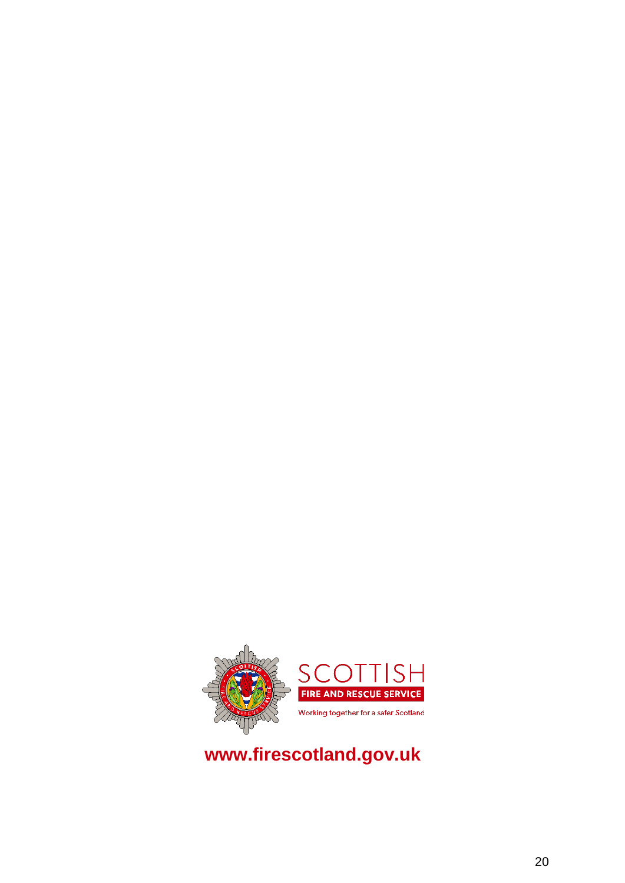SCOTTISH

FIRE AND RESCUE SERVICE

Working together for a safer Scotland

**www.firescotland.gov.uk**